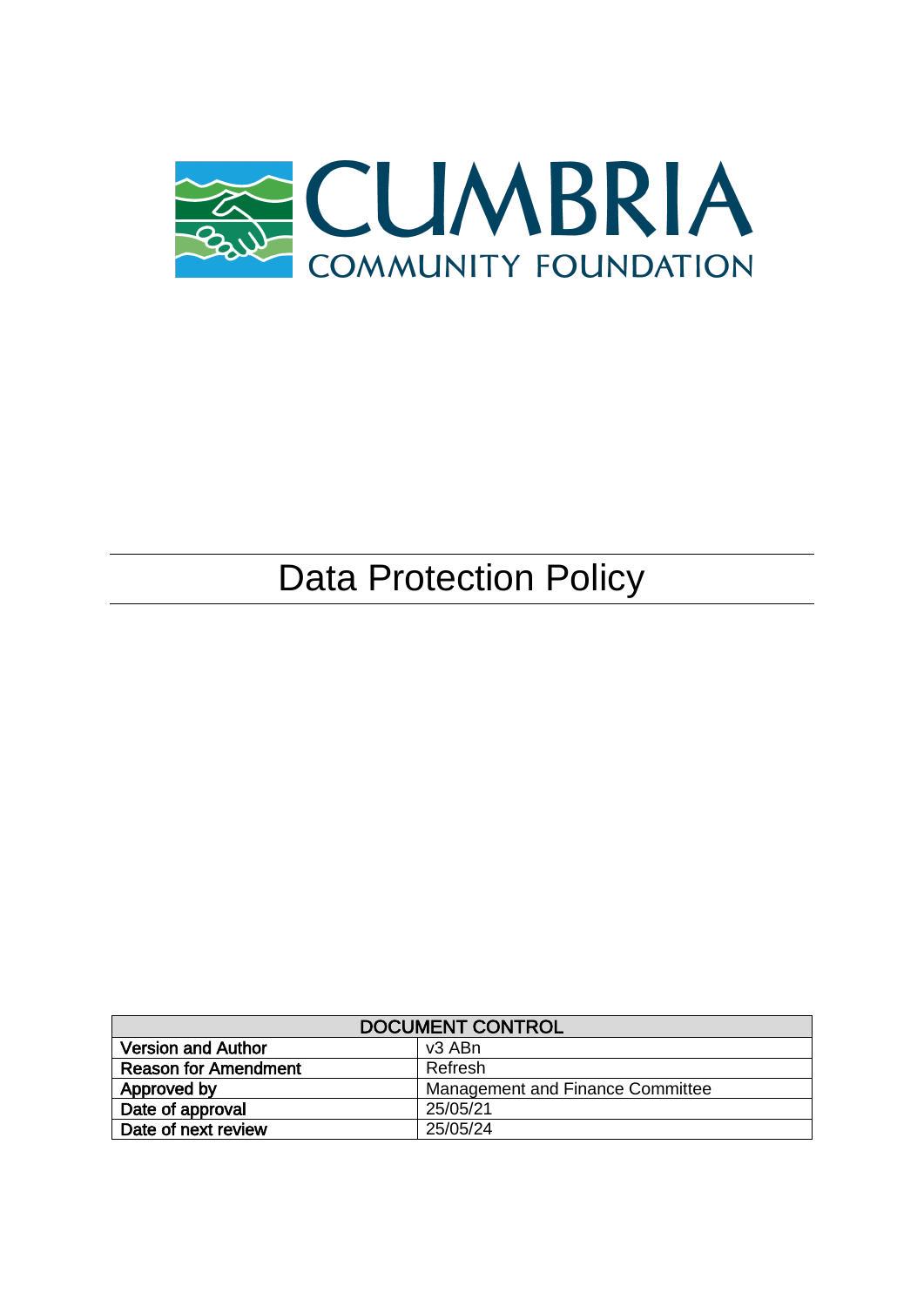CUMBRIA

COMMUNITY FOUNDATION

# Data Protection Policy

| DOCUMENT CONTROL | |
|---|---|
| **Version and Author** | v3 ABn |
| **Reason for Amendment** | Refresh |
| **Approved by** | Management and Finance Committee |
| **Date of approval** | 25/05/21 |
| **Date of next review** | 25/05/24 |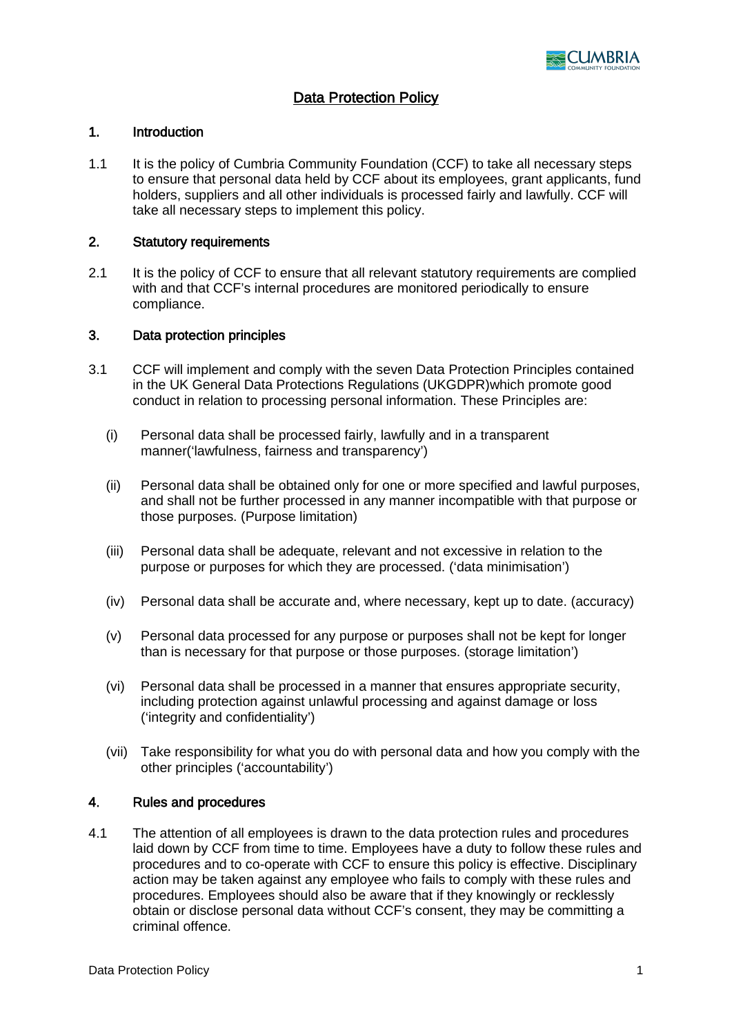# Data Protection Policy

## 1. Introduction

1.1 It is the policy of Cumbria Community Foundation (CCF) to take all necessary steps to ensure that personal data held by CCF about its employees, grant applicants, fund holders, suppliers and all other individuals is processed fairly and lawfully. CCF will take all necessary steps to implement this policy.

## 2. Statutory requirements

2.1 It is the policy of CCF to ensure that all relevant statutory requirements are complied with and that CCF's internal procedures are monitored periodically to ensure compliance.

## 3. Data protection principles

3.1 CCF will implement and comply with the seven Data Protection Principles contained in the UK General Data Protections Regulations (UKGDPR)which promote good conduct in relation to processing personal information. These Principles are:

(i) Personal data shall be processed fairly, lawfully and in a transparent manner('lawfulness, fairness and transparency')

(ii) Personal data shall be obtained only for one or more specified and lawful purposes, and shall not be further processed in any manner incompatible with that purpose or those purposes. (Purpose limitation)

(iii) Personal data shall be adequate, relevant and not excessive in relation to the purpose or purposes for which they are processed. ('data minimisation')

(iv) Personal data shall be accurate and, where necessary, kept up to date. (accuracy)

(v) Personal data processed for any purpose or purposes shall not be kept for longer than is necessary for that purpose or those purposes. (storage limitation')

(vi) Personal data shall be processed in a manner that ensures appropriate security, including protection against unlawful processing and against damage or loss ('integrity and confidentiality')

(vii) Take responsibility for what you do with personal data and how you comply with the other principles ('accountability')

## 4. Rules and procedures

4.1 The attention of all employees is drawn to the data protection rules and procedures laid down by CCF from time to time. Employees have a duty to follow these rules and procedures and to co-operate with CCF to ensure this policy is effective. Disciplinary action may be taken against any employee who fails to comply with these rules and procedures. Employees should also be aware that if they knowingly or recklessly obtain or disclose personal data without CCF's consent, they may be committing a criminal offence.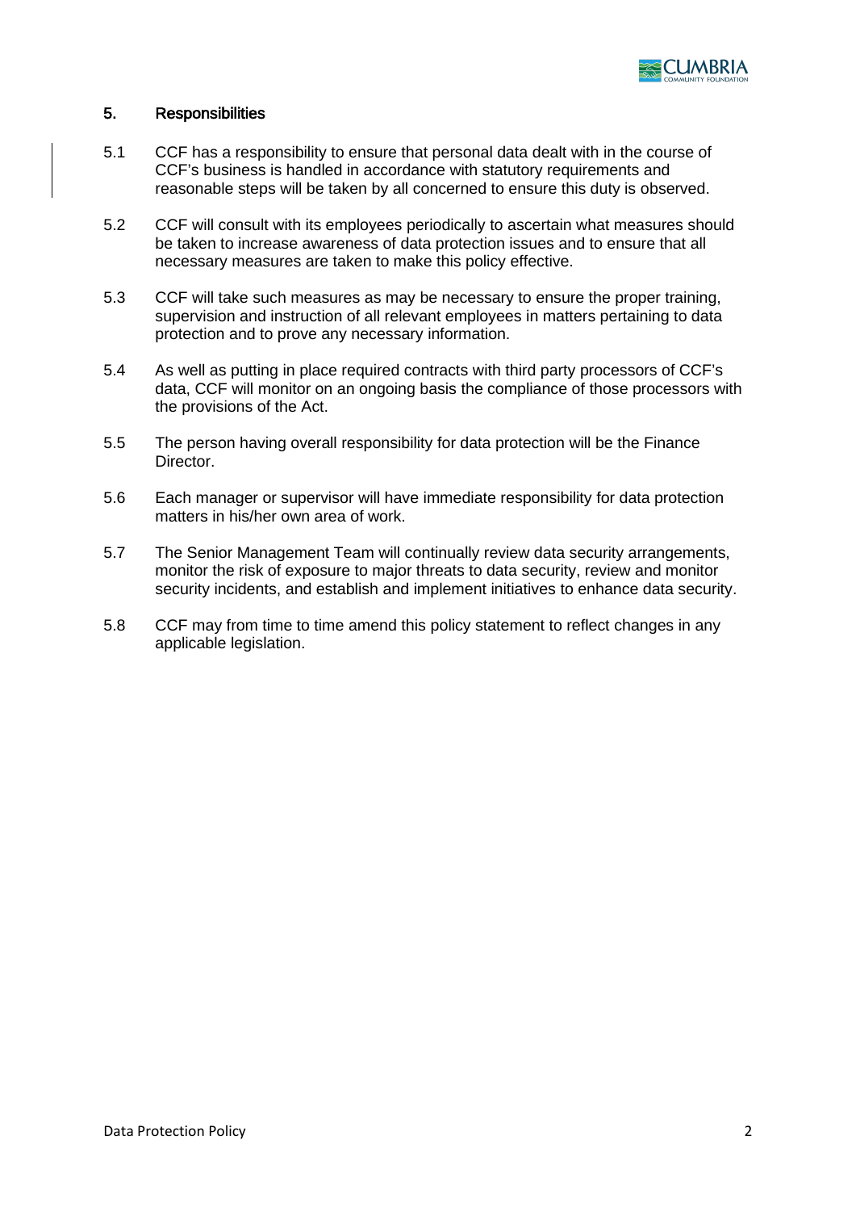## 5. Responsibilities

5.1 CCF has a responsibility to ensure that personal data dealt with in the course of CCF's business is handled in accordance with statutory requirements and reasonable steps will be taken by all concerned to ensure this duty is observed.

5.2 CCF will consult with its employees periodically to ascertain what measures should be taken to increase awareness of data protection issues and to ensure that all necessary measures are taken to make this policy effective.

5.3 CCF will take such measures as may be necessary to ensure the proper training, supervision and instruction of all relevant employees in matters pertaining to data protection and to prove any necessary information.

5.4 As well as putting in place required contracts with third party processors of CCF's data, CCF will monitor on an ongoing basis the compliance of those processors with the provisions of the Act.

5.5 The person having overall responsibility for data protection will be the Finance Director.

5.6 Each manager or supervisor will have immediate responsibility for data protection matters in his/her own area of work.

5.7 The Senior Management Team will continually review data security arrangements, monitor the risk of exposure to major threats to data security, review and monitor security incidents, and establish and implement initiatives to enhance data security.

5.8 CCF may from time to time amend this policy statement to reflect changes in any applicable legislation.